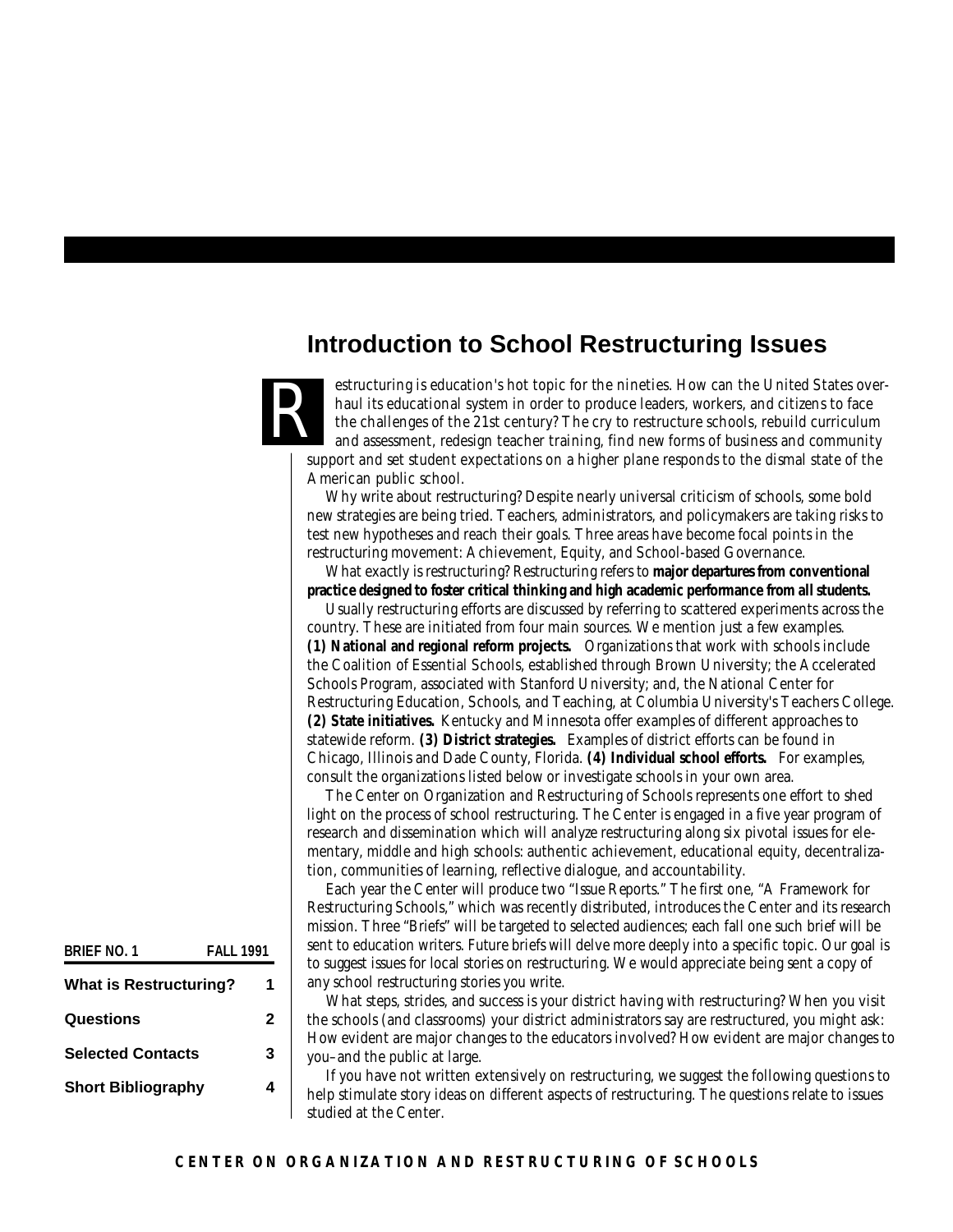# Introduction to School Restructuring Issues

Restructuring is education's hot topic for the nineties. How can the United States overhaul its educational system in order to produce leaders, workers, and citizens to face the challenges of the 21st century? The cry to restructure schools, rebuild curriculum and assessment, redesign teacher training, find new forms of business and community support and set student expectations on a higher plane responds to the dismal state of the American public school.

Why write about restructuring? Despite nearly universal criticism of schools, some bold new strategies are being tried. Teachers, administrators, and policymakers are taking risks to test new hypotheses and reach their goals. Three areas have become focal points in the restructuring movement: Achievement, Equity, and School-based Governance.

What exactly is restructuring? Restructuring refers to **major departures from conventional practice designed to foster critical thinking and high academic performance from all students.**

Usually restructuring efforts are discussed by referring to scattered experiments across the country. These are initiated from four main sources. We mention just a few examples. **(1) National and regional reform projects.** Organizations that work with schools include the Coalition of Essential Schools, established through Brown University; the Accelerated Schools Program, associated with Stanford University; and, the National Center for Restructuring Education, Schools, and Teaching, at Columbia University's Teachers College. **(2) State initiatives.** Kentucky and Minnesota offer examples of different approaches to statewide reform. **(3) District strategies.** Examples of district efforts can be found in Chicago, Illinois and Dade County, Florida. **(4) Individual school efforts.** For examples, consult the organizations listed below or investigate schools in your own area.

The Center on Organization and Restructuring of Schools represents one effort to shed light on the process of school restructuring. The Center is engaged in a five year program of research and dissemination which will analyze restructuring along six pivotal issues for elementary, middle and high schools: authentic achievement, educational equity, decentralization, communities of learning, reflective dialogue, and accountability.

Each year the Center will produce two "Issue Reports." The first one, "A Framework for Restructuring Schools," which was recently distributed, introduces the Center and its research mission. Three "Briefs" will be targeted to selected audiences; each fall one such brief will be sent to education writers. Future briefs will delve more deeply into a specific topic. Our goal is to suggest issues for local stories on restructuring. We would appreciate being sent a copy of any school restructuring stories you write.

What steps, strides, and success is your district having with restructuring? When you visit the schools (and classrooms) your district administrators say are restructured, you might ask: How evident are major changes to the educators involved? How evident are major changes to you–and the public at large.

If you have not written extensively on restructuring, we suggest the following questions to help stimulate story ideas on different aspects of restructuring. The questions relate to issues studied at the Center.

**BRIEF NO. 1** **FALL 1991**

| | |
|---|---|
| **What is Restructuring?** | **1** |
| **Questions** | **2** |
| **Selected Contacts** | **3** |
| **Short Bibliography** | **4** |

**CENTER ON ORGANIZATION AND RESTRUCTURING OF SCHOOLS**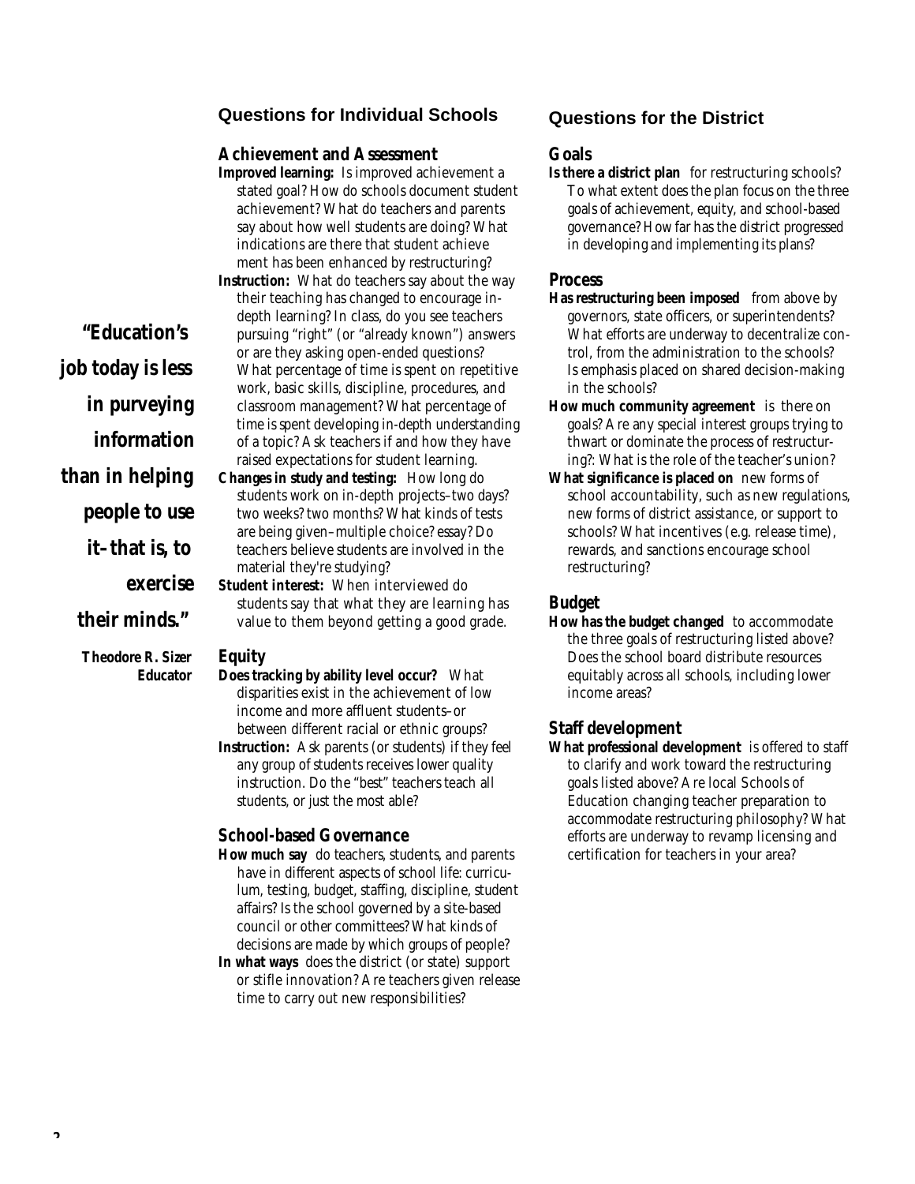> **"Education's job today is less in purveying information than in helping people to use it–that is, to exercise their minds."**
>
> **Theodore R. Sizer**
> **Educator**

## Questions for Individual Schools

### Achievement and Assessment

**Improved learning:** Is improved achievement a stated goal? How do schools document student achievement? What do teachers and parents say about how well students are doing? What indications are there that student achievement has been enhanced by restructuring?

**Instruction:** What do teachers say about the way their teaching has changed to encourage in-depth learning? In class, do you see teachers pursuing "right" (or "already known") answers or are they asking open-ended questions? What percentage of time is spent on repetitive work, basic skills, discipline, procedures, and classroom management? What percentage of time is spent developing in-depth understanding of a topic? Ask teachers if and how they have raised expectations for student learning.

**Changes in study and testing:** How long do students work on in-depth projects–two days? two weeks? two months? What kinds of tests are being given–multiple choice? essay? Do teachers believe students are involved in the material they're studying?

**Student interest:** When interviewed do students say that what they are learning has value to them beyond getting a good grade.

### Equity

**Does tracking by ability level occur?** What disparities exist in the achievement of low income and more affluent students–or between different racial or ethnic groups?

**Instruction:** Ask parents (or students) if they feel any group of students receives lower quality instruction. Do the "best" teachers teach all students, or just the most able?

### School-based Governance

**How much say** do teachers, students, and parents have in different aspects of school life: curriculum, testing, budget, staffing, discipline, student affairs? Is the school governed by a site-based council or other committees? What kinds of decisions are made by which groups of people?

**In what ways** does the district (or state) support or stifle innovation? Are teachers given release time to carry out new responsibilities?

## Questions for the District

### Goals

**Is there a district plan** for restructuring schools? To what extent does the plan focus on the three goals of achievement, equity, and school-based governance? How far has the district progressed in developing and implementing its plans?

### Process

**Has restructuring been imposed** from above by governors, state officers, or superintendents? What efforts are underway to decentralize control, from the administration to the schools? Is emphasis placed on shared decision-making in the schools?

**How much community agreement** is there on goals? Are any special interest groups trying to thwart or dominate the process of restructuring?: What is the role of the teacher's union?

**What significance is placed on** new forms of school accountability, such as new regulations, new forms of district assistance, or support to schools? What incentives (e.g. release time), rewards, and sanctions encourage school restructuring?

### Budget

**How has the budget changed** to accommodate the three goals of restructuring listed above? Does the school board distribute resources equitably across all schools, including lower income areas?

### Staff development

**What professional development** is offered to staff to clarify and work toward the restructuring goals listed above? Are local Schools of Education changing teacher preparation to accommodate restructuring philosophy? What efforts are underway to revamp licensing and certification for teachers in your area?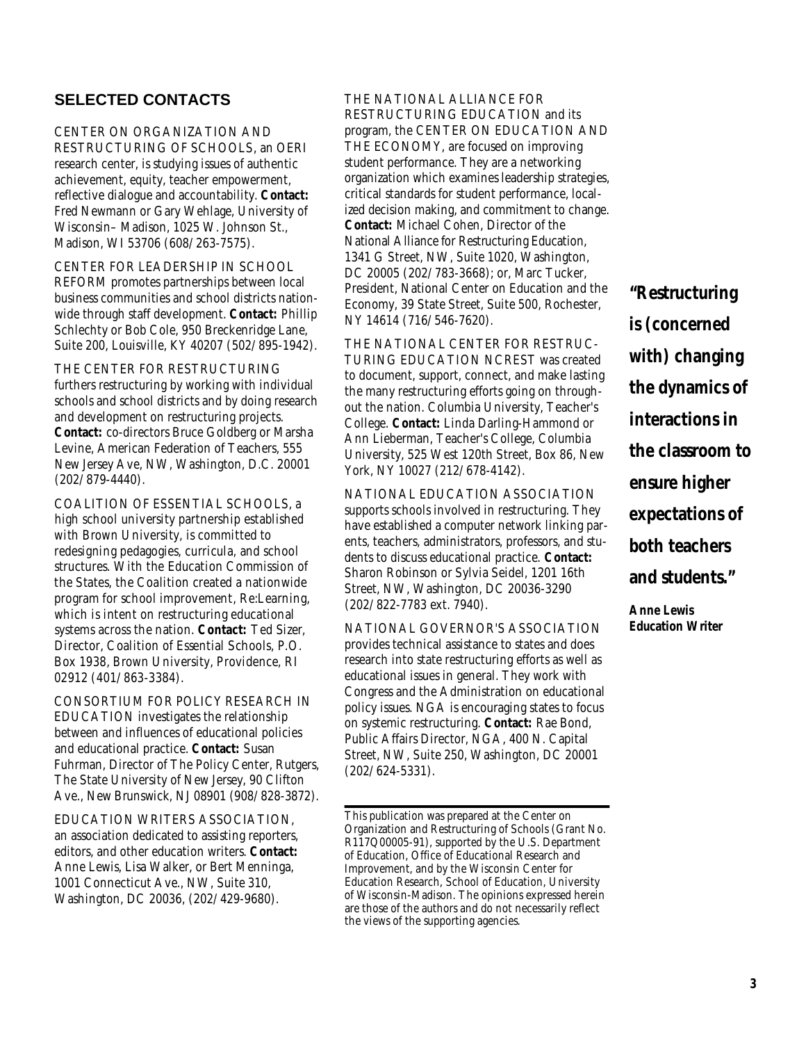## SELECTED CONTACTS

CENTER ON ORGANIZATION AND RESTRUCTURING OF SCHOOLS, an OERI research center, is studying issues of authentic achievement, equity, teacher empowerment, reflective dialogue and accountability. **Contact:** Fred Newmann or Gary Wehlage, University of Wisconsin– Madison, 1025 W. Johnson St., Madison, WI 53706 (608/263-7575).

CENTER FOR LEADERSHIP IN SCHOOL REFORM promotes partnerships between local business communities and school districts nationwide through staff development. **Contact:** Phillip Schlechty or Bob Cole, 950 Breckenridge Lane, Suite 200, Louisville, KY 40207 (502/895-1942).

THE CENTER FOR RESTRUCTURING furthers restructuring by working with individual schools and school districts and by doing research and development on restructuring projects. **Contact:** co-directors Bruce Goldberg or Marsha Levine, American Federation of Teachers, 555 New Jersey Ave, NW, Washington, D.C. 20001 (202/879-4440).

COALITION OF ESSENTIAL SCHOOLS, a high school university partnership established with Brown University, is committed to redesigning pedagogies, curricula, and school structures. With the Education Commission of the States, the Coalition created a nationwide program for school improvement, Re:Learning, which is intent on restructuring educational systems across the nation. **Contact:** Ted Sizer, Director, Coalition of Essential Schools, P.O. Box 1938, Brown University, Providence, RI 02912 (401/863-3384).

CONSORTIUM FOR POLICY RESEARCH IN EDUCATION investigates the relationship between and influences of educational policies and educational practice. **Contact:** Susan Fuhrman, Director of The Policy Center, Rutgers, The State University of New Jersey, 90 Clifton Ave., New Brunswick, NJ 08901 (908/828-3872).

EDUCATION WRITERS ASSOCIATION, an association dedicated to assisting reporters, editors, and other education writers. **Contact:** Anne Lewis, Lisa Walker, or Bert Menninga, 1001 Connecticut Ave., NW, Suite 310, Washington, DC 20036, (202/429-9680).

THE NATIONAL ALLIANCE FOR RESTRUCTURING EDUCATION and its program, the CENTER ON EDUCATION AND THE ECONOMY, are focused on improving student performance. They are a networking organization which examines leadership strategies, critical standards for student performance, localized decision making, and commitment to change. **Contact:** Michael Cohen, Director of the National Alliance for Restructuring Education, 1341 G Street, NW, Suite 1020, Washington, DC 20005 (202/783-3668); or, Marc Tucker, President, National Center on Education and the Economy, 39 State Street, Suite 500, Rochester, NY 14614 (716/546-7620).

THE NATIONAL CENTER FOR RESTRUCTURING EDUCATION NCREST was created to document, support, connect, and make lasting the many restructuring efforts going on throughout the nation. Columbia University, Teacher's College. **Contact:** Linda Darling-Hammond or Ann Lieberman, Teacher's College, Columbia University, 525 West 120th Street, Box 86, New York, NY 10027 (212/678-4142).

NATIONAL EDUCATION ASSOCIATION supports schools involved in restructuring. They have established a computer network linking parents, teachers, administrators, professors, and students to discuss educational practice. **Contact:** Sharon Robinson or Sylvia Seidel, 1201 16th Street, NW, Washington, DC 20036-3290 (202/822-7783 ext. 7940).

NATIONAL GOVERNOR'S ASSOCIATION provides technical assistance to states and does research into state restructuring efforts as well as educational issues in general. They work with Congress and the Administration on educational policy issues. NGA is encouraging states to focus on systemic restructuring. **Contact:** Rae Bond, Public Affairs Director, NGA, 400 N. Capital Street, NW, Suite 250, Washington, DC 20001 (202/624-5331).

---

This publication was prepared at the Center on Organization and Restructuring of Schools (Grant No. R117Q00005-91), supported by the U.S. Department of Education, Office of Educational Research and Improvement, and by the Wisconsin Center for Education Research, School of Education, University of Wisconsin-Madison. The opinions expressed herein are those of the authors and do not necessarily reflect the views of the supporting agencies.

**"Restructuring is (concerned with) changing the dynamics of interactions in the classroom to ensure higher expectations of both teachers and students."**

**Anne Lewis**
**Education Writer**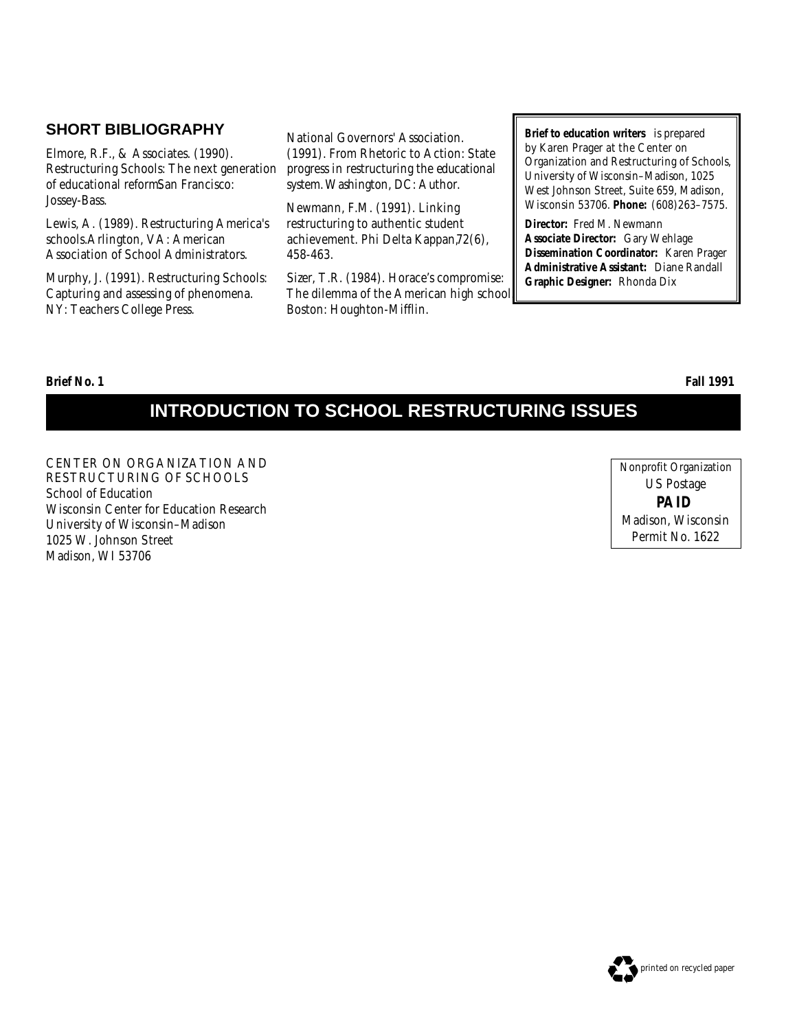## SHORT BIBLIOGRAPHY

Elmore, R.F., & Associates. (1990). Restructuring Schools: The next generation of educational reformSan Francisco: Jossey-Bass.

Lewis, A. (1989). Restructuring America's schools.Arlington, VA: American Association of School Administrators.

Murphy, J. (1991). Restructuring Schools: Capturing and assessing of phenomena. NY: Teachers College Press.

National Governors' Association. (1991). From Rhetoric to Action: State progress in restructuring the educational system. Washington, DC: Author.

Newmann, F.M. (1991). Linking restructuring to authentic student achievement. Phi Delta Kappan,72(6), 458-463.

Sizer, T.R. (1984). Horace's compromise: The dilemma of the American high school Boston: Houghton-Mifflin.

**Brief to education writers** is prepared by Karen Prager at the Center on Organization and Restructuring of Schools, University of Wisconsin–Madison, 1025 West Johnson Street, Suite 659, Madison, Wisconsin 53706. **Phone:** (608)263–7575.

**Director:** Fred M. Newmann
**Associate Director:** Gary Wehlage
**Dissemination Coordinator:** Karen Prager
**Administrative Assistant:** Diane Randall
**Graphic Designer:** Rhonda Dix

***Brief No. 1*** ***Fall 1991***

## INTRODUCTION TO SCHOOL RESTRUCTURING ISSUES

CENTER ON ORGANIZATION AND RESTRUCTURING OF SCHOOLS
School of Education
Wisconsin Center for Education Research
University of Wisconsin–Madison
1025 W. Johnson Street
Madison, WI 53706

Nonprofit Organization
US Postage
**PAID**
Madison, Wisconsin
Permit No. 1622

*printed on recycled paper*